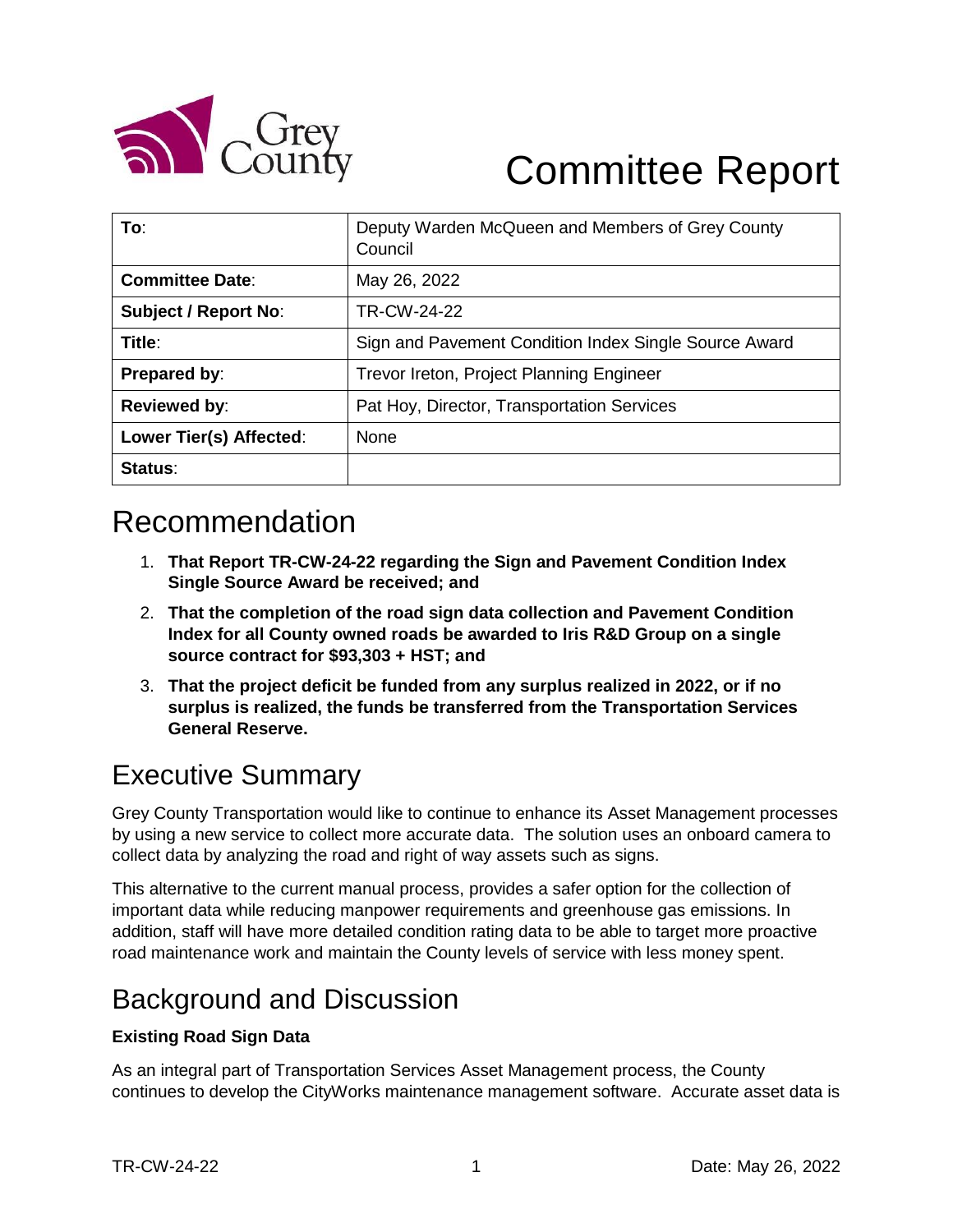# Committee Report

| To: | Deputy Warden McQueen and Members of Grey County Council |
|---|---|
| **Committee Date**: | May 26, 2022 |
| **Subject / Report No**: | TR-CW-24-22 |
| **Title**: | Sign and Pavement Condition Index Single Source Award |
| **Prepared by**: | Trevor Ireton, Project Planning Engineer |
| **Reviewed by**: | Pat Hoy, Director, Transportation Services |
| **Lower Tier(s) Affected**: | None |
| **Status**: | |

# Recommendation

1. **That Report TR-CW-24-22 regarding the Sign and Pavement Condition Index Single Source Award be received; and**
2. **That the completion of the road sign data collection and Pavement Condition Index for all County owned roads be awarded to Iris R&D Group on a single source contract for $93,303 + HST; and**
3. **That the project deficit be funded from any surplus realized in 2022, or if no surplus is realized, the funds be transferred from the Transportation Services General Reserve.**

# Executive Summary

Grey County Transportation would like to continue to enhance its Asset Management processes by using a new service to collect more accurate data. The solution uses an onboard camera to collect data by analyzing the road and right of way assets such as signs.

This alternative to the current manual process, provides a safer option for the collection of important data while reducing manpower requirements and greenhouse gas emissions. In addition, staff will have more detailed condition rating data to be able to target more proactive road maintenance work and maintain the County levels of service with less money spent.

# Background and Discussion

**Existing Road Sign Data**

As an integral part of Transportation Services Asset Management process, the County continues to develop the CityWorks maintenance management software. Accurate asset data is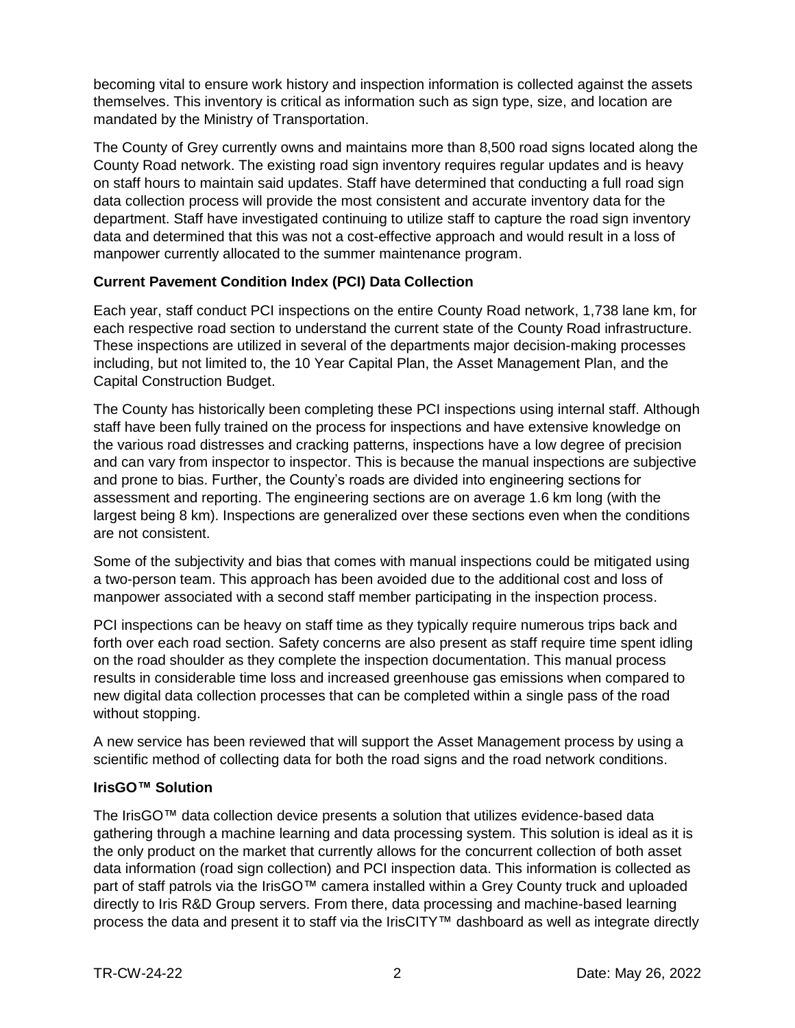becoming vital to ensure work history and inspection information is collected against the assets themselves. This inventory is critical as information such as sign type, size, and location are mandated by the Ministry of Transportation.

The County of Grey currently owns and maintains more than 8,500 road signs located along the County Road network. The existing road sign inventory requires regular updates and is heavy on staff hours to maintain said updates. Staff have determined that conducting a full road sign data collection process will provide the most consistent and accurate inventory data for the department. Staff have investigated continuing to utilize staff to capture the road sign inventory data and determined that this was not a cost-effective approach and would result in a loss of manpower currently allocated to the summer maintenance program.

**Current Pavement Condition Index (PCI) Data Collection**

Each year, staff conduct PCI inspections on the entire County Road network, 1,738 lane km, for each respective road section to understand the current state of the County Road infrastructure. These inspections are utilized in several of the departments major decision-making processes including, but not limited to, the 10 Year Capital Plan, the Asset Management Plan, and the Capital Construction Budget.

The County has historically been completing these PCI inspections using internal staff. Although staff have been fully trained on the process for inspections and have extensive knowledge on the various road distresses and cracking patterns, inspections have a low degree of precision and can vary from inspector to inspector. This is because the manual inspections are subjective and prone to bias. Further, the County's roads are divided into engineering sections for assessment and reporting. The engineering sections are on average 1.6 km long (with the largest being 8 km). Inspections are generalized over these sections even when the conditions are not consistent.

Some of the subjectivity and bias that comes with manual inspections could be mitigated using a two-person team. This approach has been avoided due to the additional cost and loss of manpower associated with a second staff member participating in the inspection process.

PCI inspections can be heavy on staff time as they typically require numerous trips back and forth over each road section. Safety concerns are also present as staff require time spent idling on the road shoulder as they complete the inspection documentation. This manual process results in considerable time loss and increased greenhouse gas emissions when compared to new digital data collection processes that can be completed within a single pass of the road without stopping.

A new service has been reviewed that will support the Asset Management process by using a scientific method of collecting data for both the road signs and the road network conditions.

**IrisGO™ Solution**

The IrisGO™ data collection device presents a solution that utilizes evidence-based data gathering through a machine learning and data processing system. This solution is ideal as it is the only product on the market that currently allows for the concurrent collection of both asset data information (road sign collection) and PCI inspection data. This information is collected as part of staff patrols via the IrisGO™ camera installed within a Grey County truck and uploaded directly to Iris R&D Group servers. From there, data processing and machine-based learning process the data and present it to staff via the IrisCITY™ dashboard as well as integrate directly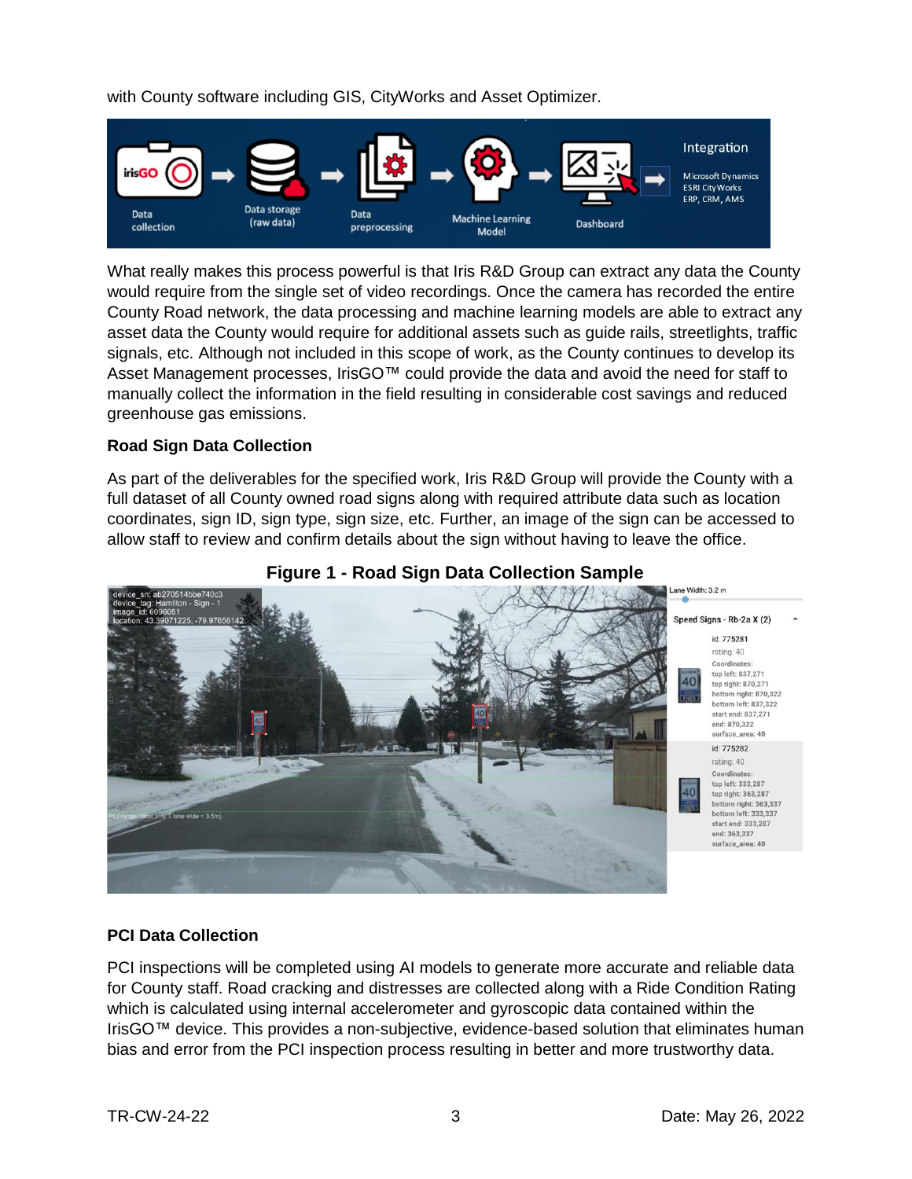with County software including GIS, CityWorks and Asset Optimizer.

What really makes this process powerful is that Iris R&D Group can extract any data the County would require from the single set of video recordings. Once the camera has recorded the entire County Road network, the data processing and machine learning models are able to extract any asset data the County would require for additional assets such as guide rails, streetlights, traffic signals, etc. Although not included in this scope of work, as the County continues to develop its Asset Management processes, IrisGO™ could provide the data and avoid the need for staff to manually collect the information in the field resulting in considerable cost savings and reduced greenhouse gas emissions.

**Road Sign Data Collection**

As part of the deliverables for the specified work, Iris R&D Group will provide the County with a full dataset of all County owned road signs along with required attribute data such as location coordinates, sign ID, sign type, sign size, etc. Further, an image of the sign can be accessed to allow staff to review and confirm details about the sign without having to leave the office.

**Figure 1 - Road Sign Data Collection Sample**

**PCI Data Collection**

PCI inspections will be completed using AI models to generate more accurate and reliable data for County staff. Road cracking and distresses are collected along with a Ride Condition Rating which is calculated using internal accelerometer and gyroscopic data contained within the IrisGO™ device. This provides a non-subjective, evidence-based solution that eliminates human bias and error from the PCI inspection process resulting in better and more trustworthy data.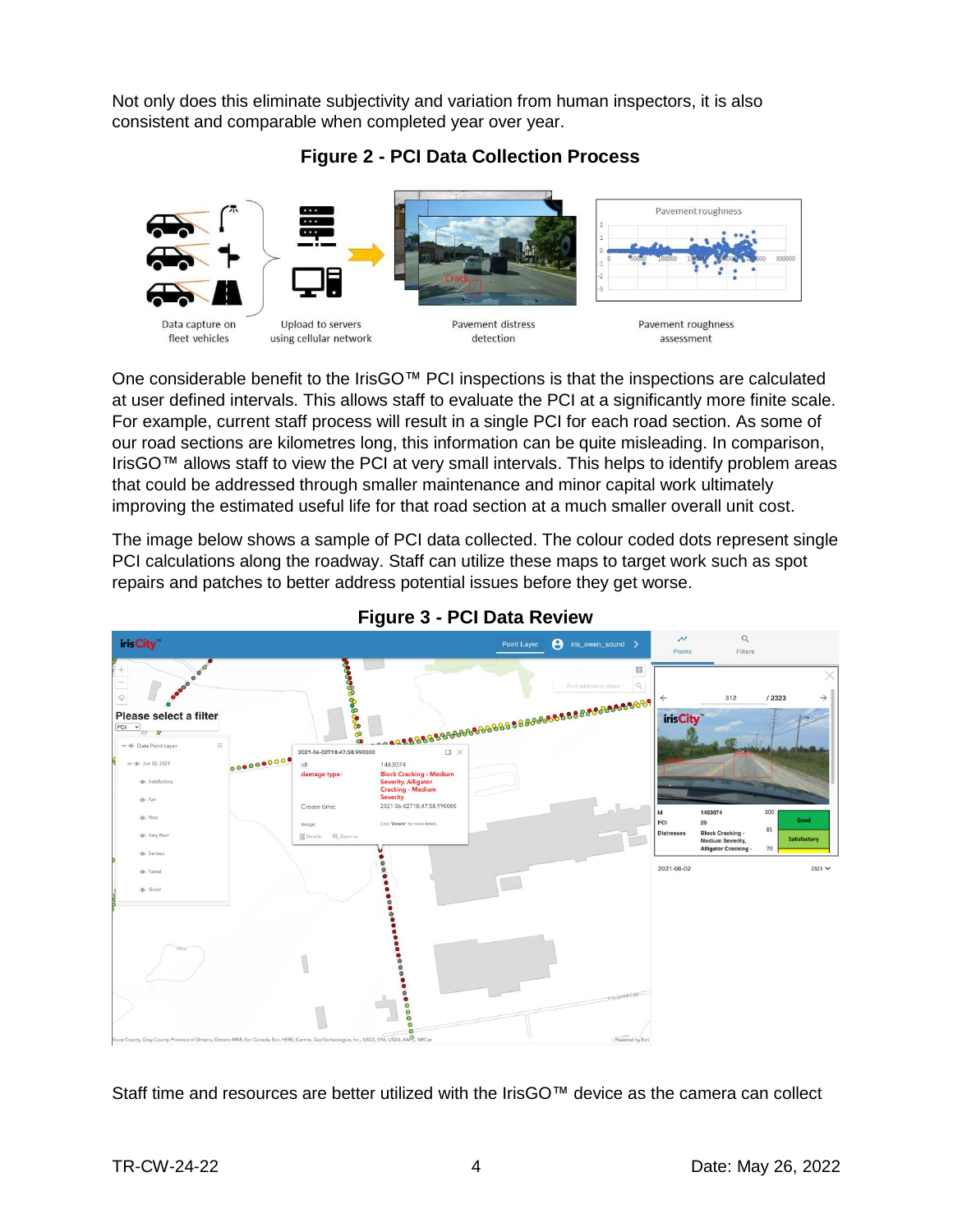Not only does this eliminate subjectivity and variation from human inspectors, it is also consistent and comparable when completed year over year.

**Figure 2 - PCI Data Collection Process**

One considerable benefit to the IrisGO™ PCI inspections is that the inspections are calculated at user defined intervals. This allows staff to evaluate the PCI at a significantly more finite scale. For example, current staff process will result in a single PCI for each road section. As some of our road sections are kilometres long, this information can be quite misleading. In comparison, IrisGO™ allows staff to view the PCI at very small intervals. This helps to identify problem areas that could be addressed through smaller maintenance and minor capital work ultimately improving the estimated useful life for that road section at a much smaller overall unit cost.

The image below shows a sample of PCI data collected. The colour coded dots represent single PCI calculations along the roadway. Staff can utilize these maps to target work such as spot repairs and patches to better address potential issues before they get worse.

**Figure 3 - PCI Data Review**

Staff time and resources are better utilized with the IrisGO™ device as the camera can collect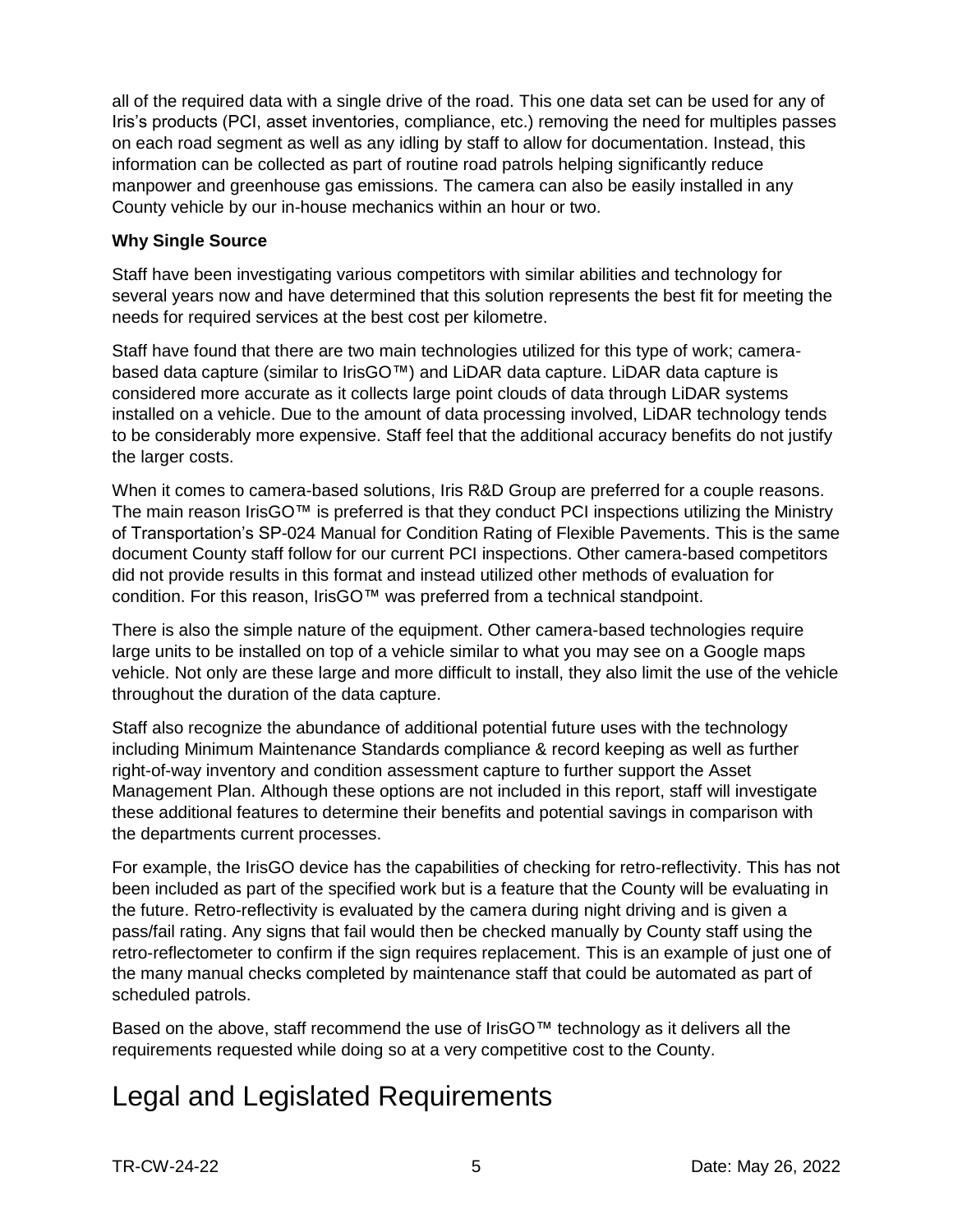all of the required data with a single drive of the road. This one data set can be used for any of Iris's products (PCI, asset inventories, compliance, etc.) removing the need for multiples passes on each road segment as well as any idling by staff to allow for documentation. Instead, this information can be collected as part of routine road patrols helping significantly reduce manpower and greenhouse gas emissions. The camera can also be easily installed in any County vehicle by our in-house mechanics within an hour or two.

**Why Single Source**

Staff have been investigating various competitors with similar abilities and technology for several years now and have determined that this solution represents the best fit for meeting the needs for required services at the best cost per kilometre.

Staff have found that there are two main technologies utilized for this type of work; camera-based data capture (similar to IrisGO™) and LiDAR data capture. LiDAR data capture is considered more accurate as it collects large point clouds of data through LiDAR systems installed on a vehicle. Due to the amount of data processing involved, LiDAR technology tends to be considerably more expensive. Staff feel that the additional accuracy benefits do not justify the larger costs.

When it comes to camera-based solutions, Iris R&D Group are preferred for a couple reasons. The main reason IrisGO™ is preferred is that they conduct PCI inspections utilizing the Ministry of Transportation's SP-024 Manual for Condition Rating of Flexible Pavements. This is the same document County staff follow for our current PCI inspections. Other camera-based competitors did not provide results in this format and instead utilized other methods of evaluation for condition. For this reason, IrisGO™ was preferred from a technical standpoint.

There is also the simple nature of the equipment. Other camera-based technologies require large units to be installed on top of a vehicle similar to what you may see on a Google maps vehicle. Not only are these large and more difficult to install, they also limit the use of the vehicle throughout the duration of the data capture.

Staff also recognize the abundance of additional potential future uses with the technology including Minimum Maintenance Standards compliance & record keeping as well as further right-of-way inventory and condition assessment capture to further support the Asset Management Plan. Although these options are not included in this report, staff will investigate these additional features to determine their benefits and potential savings in comparison with the departments current processes.

For example, the IrisGO device has the capabilities of checking for retro-reflectivity. This has not been included as part of the specified work but is a feature that the County will be evaluating in the future. Retro-reflectivity is evaluated by the camera during night driving and is given a pass/fail rating. Any signs that fail would then be checked manually by County staff using the retro-reflectometer to confirm if the sign requires replacement. This is an example of just one of the many manual checks completed by maintenance staff that could be automated as part of scheduled patrols.

Based on the above, staff recommend the use of IrisGO™ technology as it delivers all the requirements requested while doing so at a very competitive cost to the County.

# Legal and Legislated Requirements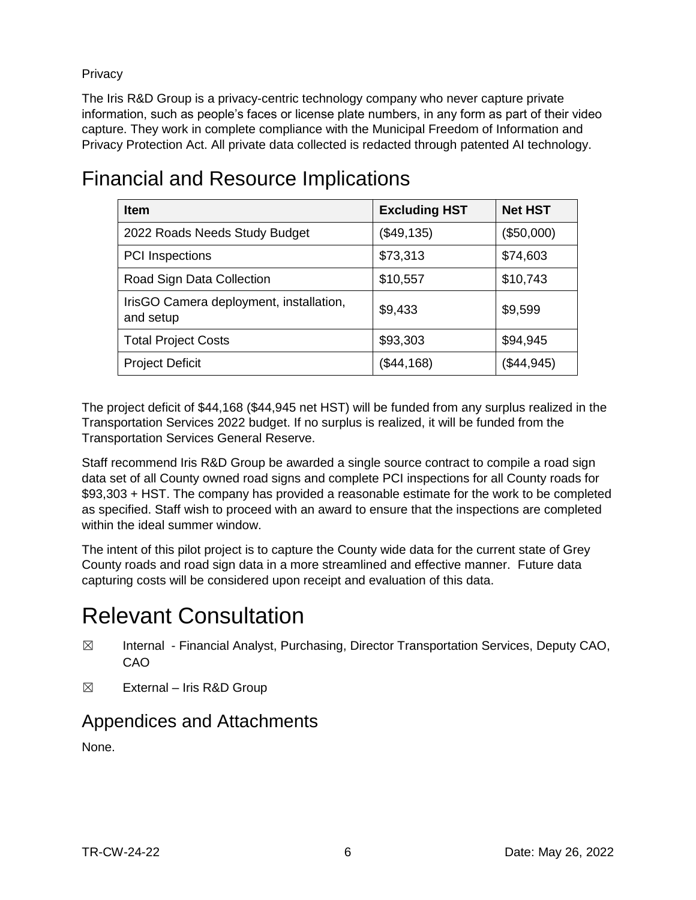Privacy

The Iris R&D Group is a privacy-centric technology company who never capture private information, such as people's faces or license plate numbers, in any form as part of their video capture. They work in complete compliance with the Municipal Freedom of Information and Privacy Protection Act. All private data collected is redacted through patented AI technology.

# Financial and Resource Implications

| Item | Excluding HST | Net HST |
|---|---|---|
| 2022 Roads Needs Study Budget | ($49,135) | ($50,000) |
| PCI Inspections | $73,313 | $74,603 |
| Road Sign Data Collection | $10,557 | $10,743 |
| IrisGO Camera deployment, installation, and setup | $9,433 | $9,599 |
| Total Project Costs | $93,303 | $94,945 |
| Project Deficit | ($44,168) | ($44,945) |

The project deficit of $44,168 ($44,945 net HST) will be funded from any surplus realized in the Transportation Services 2022 budget. If no surplus is realized, it will be funded from the Transportation Services General Reserve.

Staff recommend Iris R&D Group be awarded a single source contract to compile a road sign data set of all County owned road signs and complete PCI inspections for all County roads for $93,303 + HST. The company has provided a reasonable estimate for the work to be completed as specified. Staff wish to proceed with an award to ensure that the inspections are completed within the ideal summer window.

The intent of this pilot project is to capture the County wide data for the current state of Grey County roads and road sign data in a more streamlined and effective manner. Future data capturing costs will be considered upon receipt and evaluation of this data.

# Relevant Consultation

☒ Internal - Financial Analyst, Purchasing, Director Transportation Services, Deputy CAO, CAO

☒ External – Iris R&D Group

## Appendices and Attachments

None.